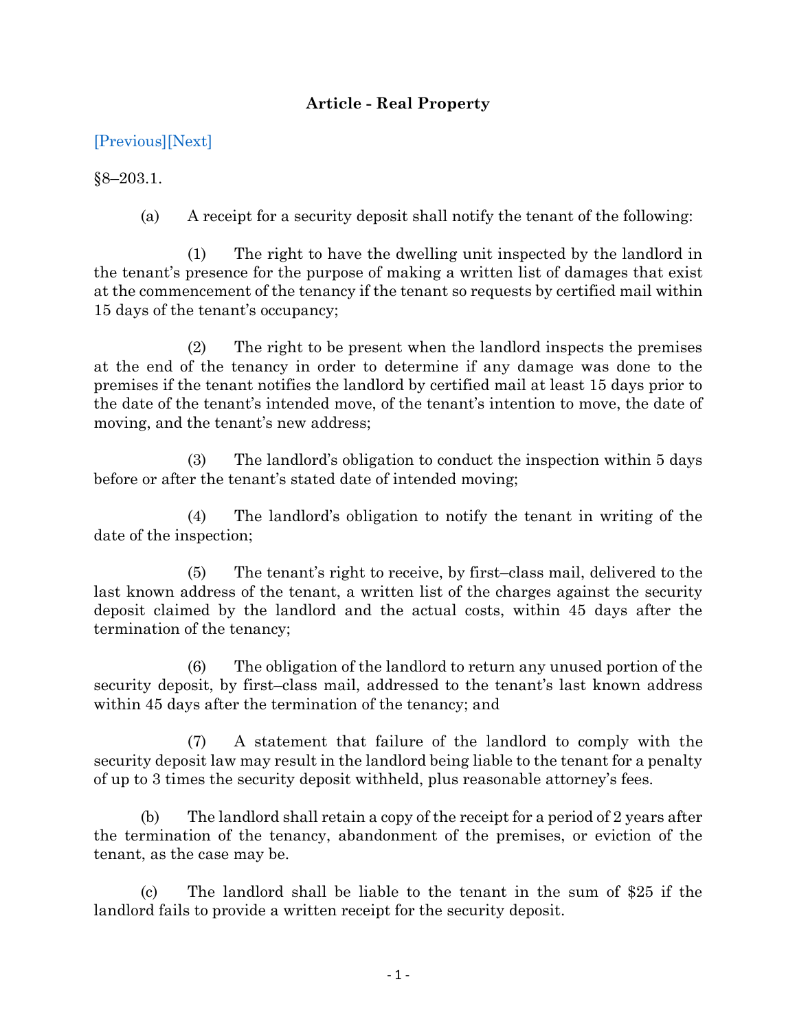**Article - Real Property**

[Previous][Next]

§8–203.1.

(a) A receipt for a security deposit shall notify the tenant of the following:

(1) The right to have the dwelling unit inspected by the landlord in the tenant's presence for the purpose of making a written list of damages that exist at the commencement of the tenancy if the tenant so requests by certified mail within 15 days of the tenant's occupancy;

(2) The right to be present when the landlord inspects the premises at the end of the tenancy in order to determine if any damage was done to the premises if the tenant notifies the landlord by certified mail at least 15 days prior to the date of the tenant's intended move, of the tenant's intention to move, the date of moving, and the tenant's new address;

(3) The landlord's obligation to conduct the inspection within 5 days before or after the tenant's stated date of intended moving;

(4) The landlord's obligation to notify the tenant in writing of the date of the inspection;

(5) The tenant's right to receive, by first–class mail, delivered to the last known address of the tenant, a written list of the charges against the security deposit claimed by the landlord and the actual costs, within 45 days after the termination of the tenancy;

(6) The obligation of the landlord to return any unused portion of the security deposit, by first–class mail, addressed to the tenant's last known address within 45 days after the termination of the tenancy; and

(7) A statement that failure of the landlord to comply with the security deposit law may result in the landlord being liable to the tenant for a penalty of up to 3 times the security deposit withheld, plus reasonable attorney's fees.

(b) The landlord shall retain a copy of the receipt for a period of 2 years after the termination of the tenancy, abandonment of the premises, or eviction of the tenant, as the case may be.

(c) The landlord shall be liable to the tenant in the sum of $25 if the landlord fails to provide a written receipt for the security deposit.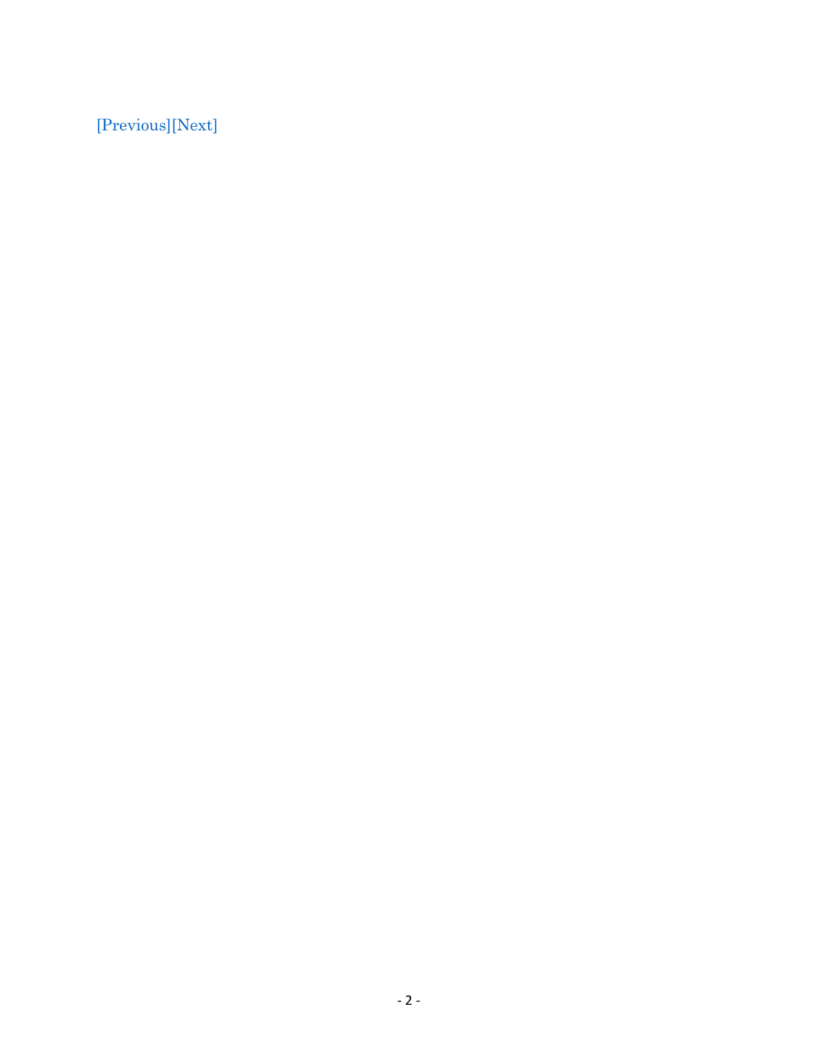[Previous][Next]